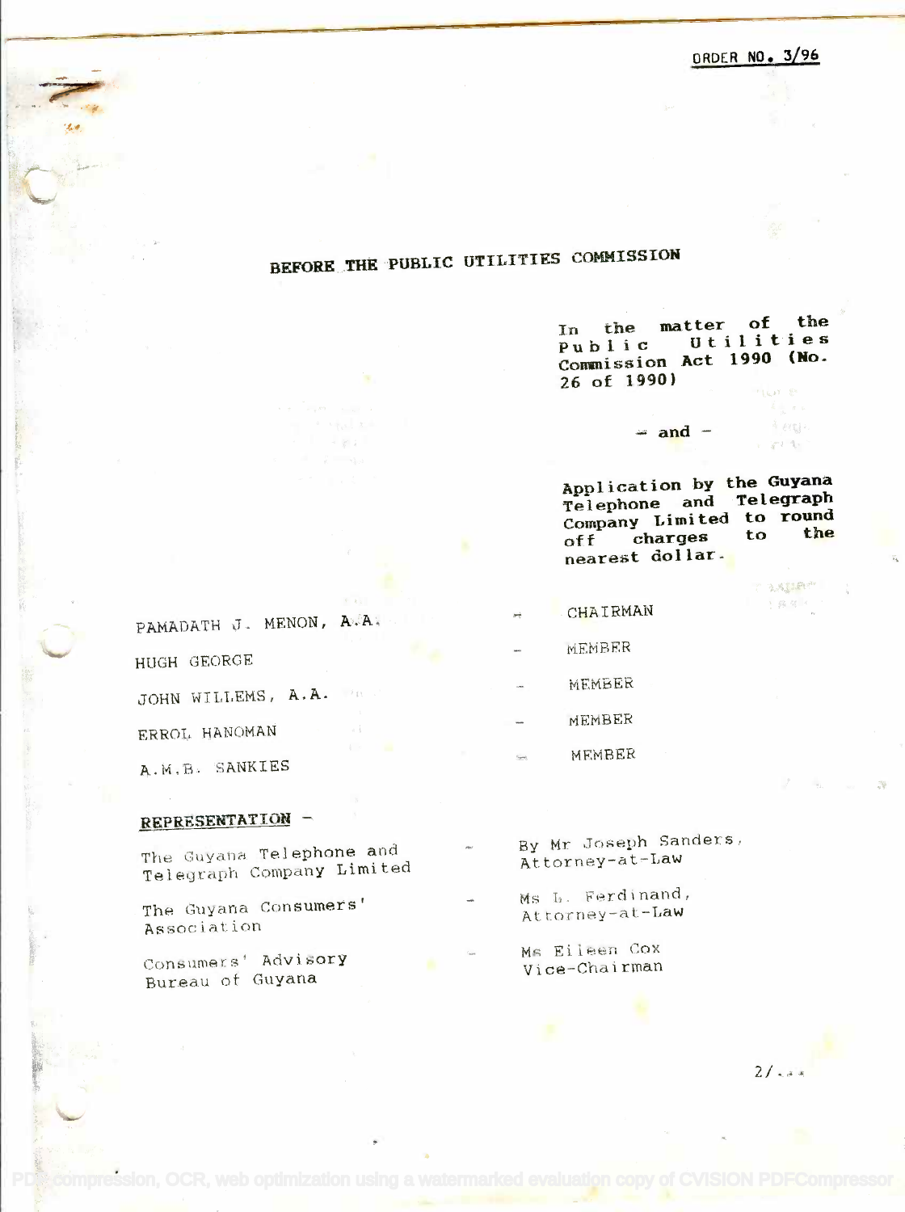ORDER NO. 3/96

## BEFORE THE PUBLIC UTILITIES COMMISSION

In the matter of the Public Utilities Commission Act 1990 (No. 26 of 1990)

– and –

Application by the Guyana Telephone and Telegraph Company Limited to round off charges to the nearest dollar.

| | | |
|---|---|---|
| PAMADATH J. MENON, A.A. | – | CHAIRMAN |
| HUGH GEORGE | – | MEMBER |
| JOHN WILLEMS, A.A. | – | MEMBER |
| ERROL HANOMAN | – | MEMBER |
| A.M.B. SANKIES | – | MEMBER |

**REPRESENTATION** –

| | | |
|---|---|---|
| The Guyana Telephone and Telegraph Company Limited | – | By Mr Joseph Sanders, Attorney-at-Law |
| The Guyana Consumers' Association | – | Ms L. Ferdinand, Attorney-at-Law |
| Consumers' Advisory Bureau of Guyana | – | Ms Eileen Cox Vice-Chairman |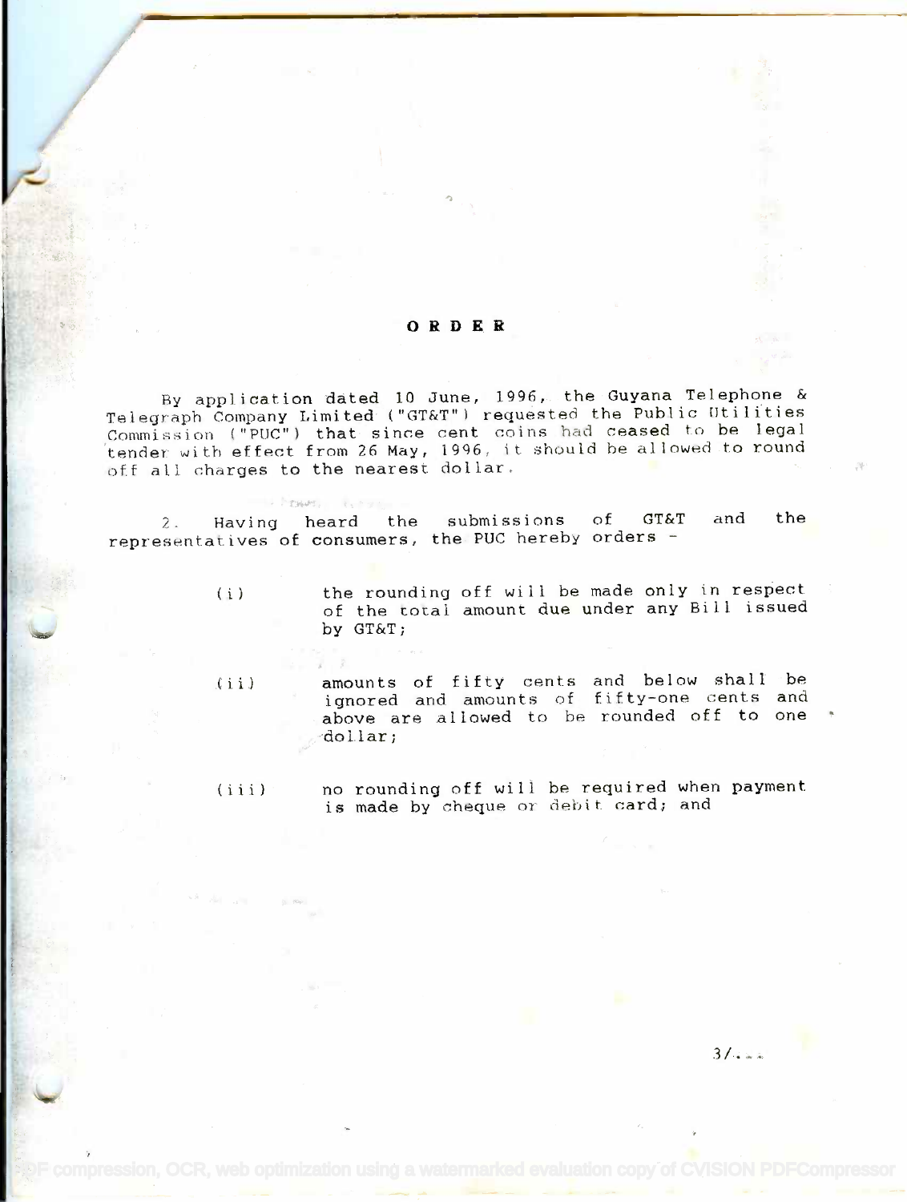# ORDER

By application dated 10 June, 1996, the Guyana Telephone & Telegraph Company Limited ("GT&T") requested the Public Utilities Commission ("PUC") that since cent coins had ceased to be legal tender with effect from 26 May, 1996, it should be allowed to round off all charges to the nearest dollar.

2. Having heard the submissions of GT&T and the representatives of consumers, the PUC hereby orders -

(i) the rounding off will be made only in respect of the total amount due under any Bill issued by GT&T;

(ii) amounts of fifty cents and below shall be ignored and amounts of fifty-one cents and above are allowed to be rounded off to one dollar;

(iii) no rounding off will be required when payment is made by cheque or debit card; and

3/...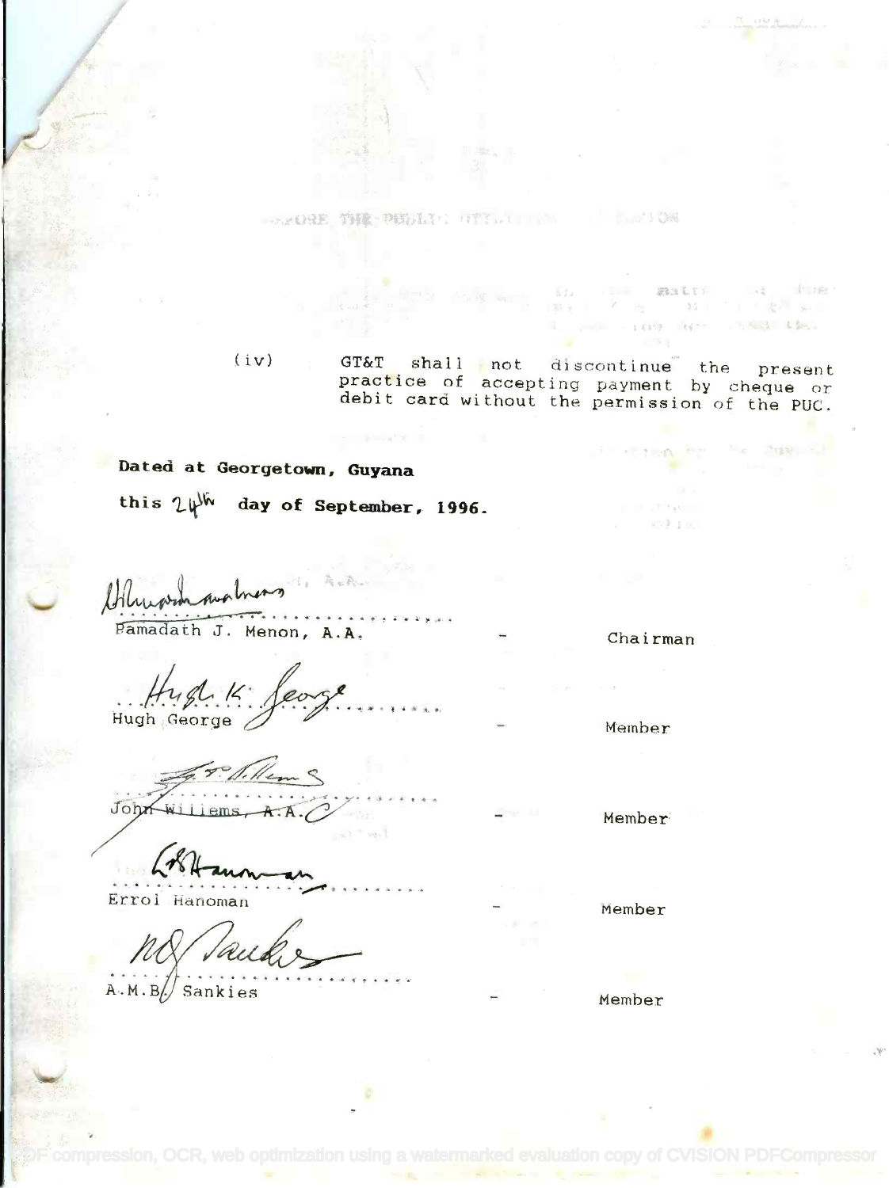(iv) GT&T shall not discontinue the present practice of accepting payment by cheque or debit card without the permission of the PUC.

**Dated at Georgetown, Guyana**

**this 24th day of September, 1996.**

Pamadath J. Menon, A.A. - Chairman

Hugh George - Member

John Willems, A.A. - Member

Errol Hanoman - Member

A.M.B. Sankies - Member